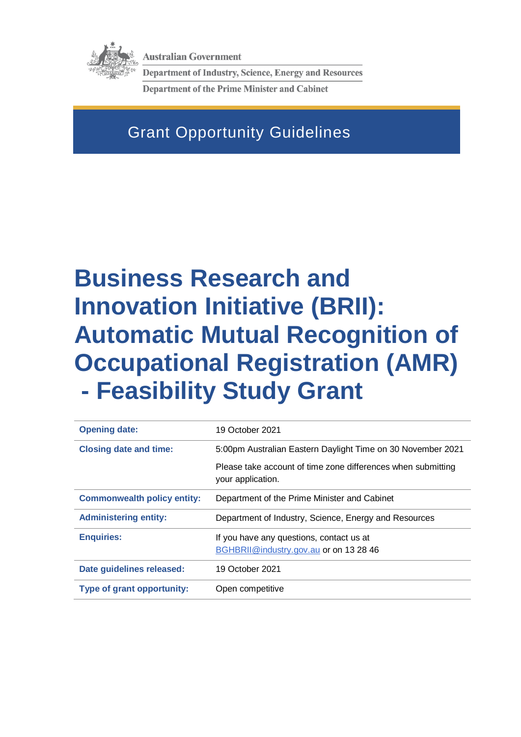Australian Government

Department of Industry, Science, Energy and Resources

Department of the Prime Minister and Cabinet

Grant Opportunity Guidelines

# Business Research and Innovation Initiative (BRII): Automatic Mutual Recognition of Occupational Registration (AMR) - Feasibility Study Grant

| | |
|---|---|
| **Opening date:** | 19 October 2021 |
| **Closing date and time:** | 5:00pm Australian Eastern Daylight Time on 30 November 2021<br><br>Please take account of time zone differences when submitting your application. |
| **Commonwealth policy entity:** | Department of the Prime Minister and Cabinet |
| **Administering entity:** | Department of Industry, Science, Energy and Resources |
| **Enquiries:** | If you have any questions, contact us at BGHBRII@industry.gov.au or on 13 28 46 |
| **Date guidelines released:** | 19 October 2021 |
| **Type of grant opportunity:** | Open competitive |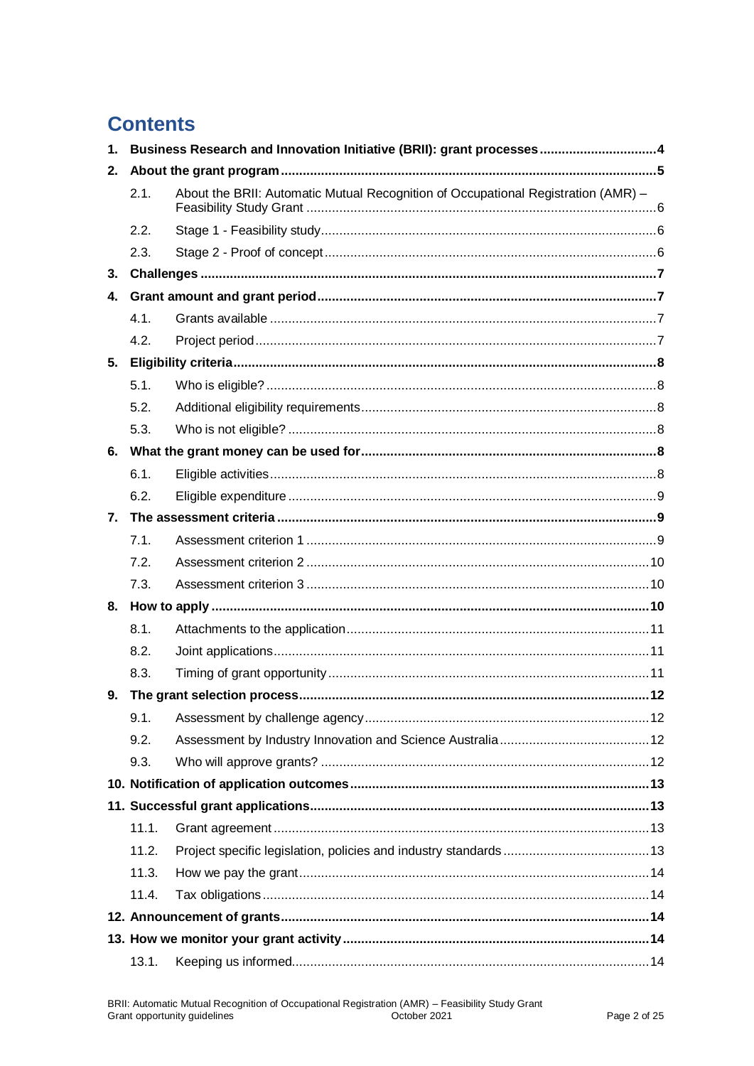# Contents

| | | |
|---|---|---|
| **1.** | **Business Research and Innovation Initiative (BRII): grant processes** | **4** |
| **2.** | **About the grant program** | **5** |
| 2.1. | About the BRII: Automatic Mutual Recognition of Occupational Registration (AMR) – Feasibility Study Grant | 6 |
| 2.2. | Stage 1 - Feasibility study | 6 |
| 2.3. | Stage 2 - Proof of concept | 6 |
| **3.** | **Challenges** | **7** |
| **4.** | **Grant amount and grant period** | **7** |
| 4.1. | Grants available | 7 |
| 4.2. | Project period | 7 |
| **5.** | **Eligibility criteria** | **8** |
| 5.1. | Who is eligible? | 8 |
| 5.2. | Additional eligibility requirements | 8 |
| 5.3. | Who is not eligible? | 8 |
| **6.** | **What the grant money can be used for** | **8** |
| 6.1. | Eligible activities | 8 |
| 6.2. | Eligible expenditure | 9 |
| **7.** | **The assessment criteria** | **9** |
| 7.1. | Assessment criterion 1 | 9 |
| 7.2. | Assessment criterion 2 | 10 |
| 7.3. | Assessment criterion 3 | 10 |
| **8.** | **How to apply** | **10** |
| 8.1. | Attachments to the application | 11 |
| 8.2. | Joint applications | 11 |
| 8.3. | Timing of grant opportunity | 11 |
| **9.** | **The grant selection process** | **12** |
| 9.1. | Assessment by challenge agency | 12 |
| 9.2. | Assessment by Industry Innovation and Science Australia | 12 |
| 9.3. | Who will approve grants? | 12 |
| **10.** | **Notification of application outcomes** | **13** |
| **11.** | **Successful grant applications** | **13** |
| 11.1. | Grant agreement | 13 |
| 11.2. | Project specific legislation, policies and industry standards | 13 |
| 11.3. | How we pay the grant | 14 |
| 11.4. | Tax obligations | 14 |
| **12.** | **Announcement of grants** | **14** |
| **13.** | **How we monitor your grant activity** | **14** |
| 13.1. | Keeping us informed | 14 |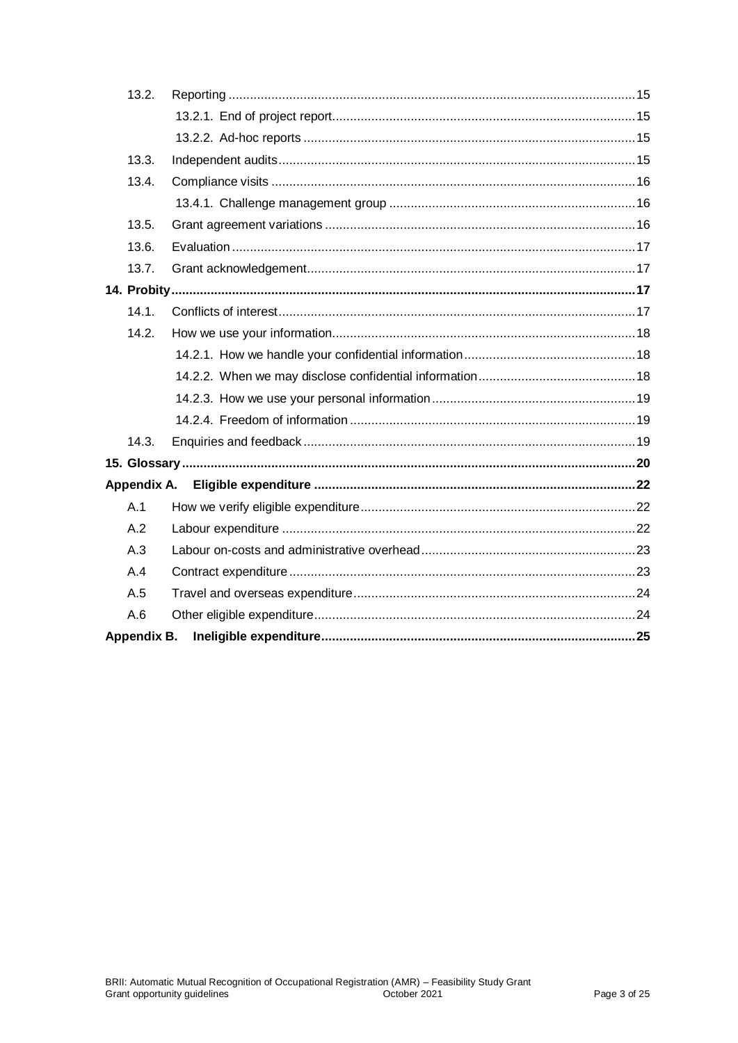| | | |
|---|---|---|
| 13.2. | Reporting | 15 |
| | 13.2.1. End of project report | 15 |
| | 13.2.2. Ad-hoc reports | 15 |
| 13.3. | Independent audits | 15 |
| 13.4. | Compliance visits | 16 |
| | 13.4.1. Challenge management group | 16 |
| 13.5. | Grant agreement variations | 16 |
| 13.6. | Evaluation | 17 |
| 13.7. | Grant acknowledgement | 17 |
| **14. Probity** | | **17** |
| 14.1. | Conflicts of interest | 17 |
| 14.2. | How we use your information | 18 |
| | 14.2.1. How we handle your confidential information | 18 |
| | 14.2.2. When we may disclose confidential information | 18 |
| | 14.2.3. How we use your personal information | 19 |
| | 14.2.4. Freedom of information | 19 |
| 14.3. | Enquiries and feedback | 19 |
| **15. Glossary** | | **20** |
| **Appendix A.** | **Eligible expenditure** | **22** |
| A.1 | How we verify eligible expenditure | 22 |
| A.2 | Labour expenditure | 22 |
| A.3 | Labour on-costs and administrative overhead | 23 |
| A.4 | Contract expenditure | 23 |
| A.5 | Travel and overseas expenditure | 24 |
| A.6 | Other eligible expenditure | 24 |
| **Appendix B.** | **Ineligible expenditure** | **25** |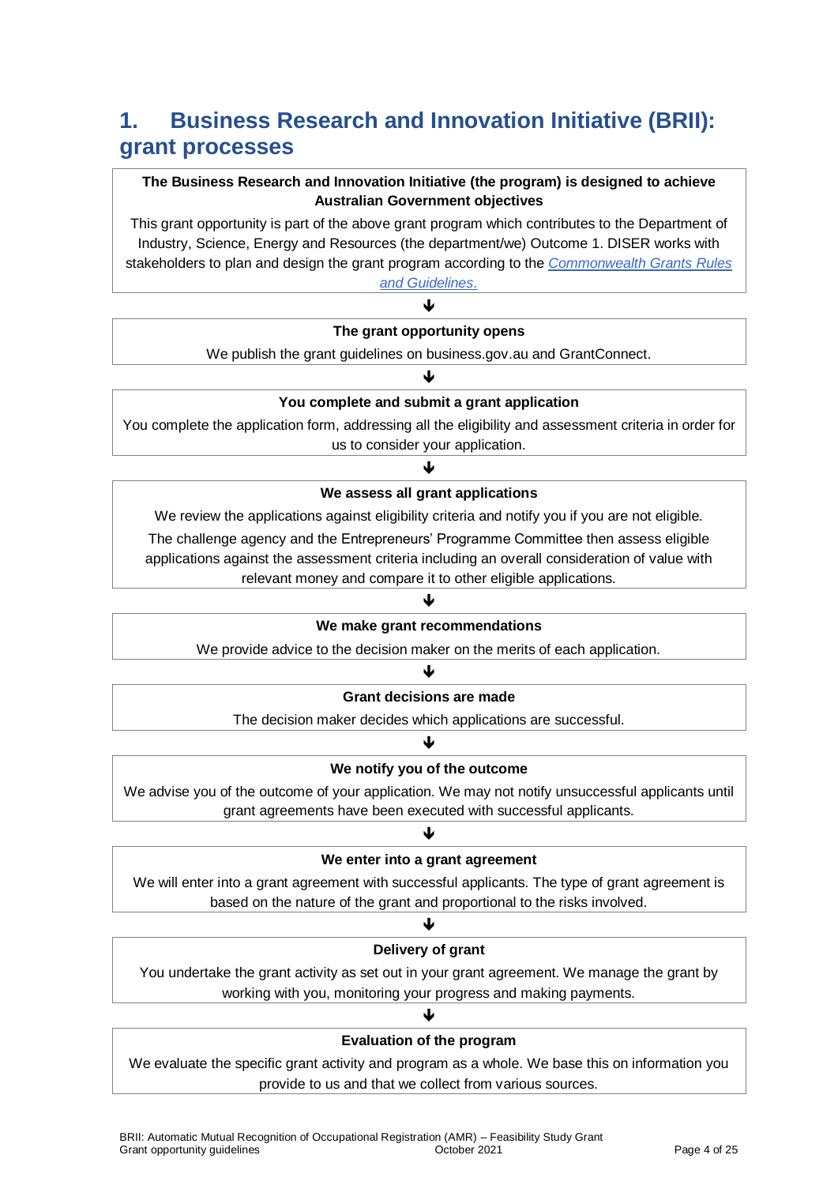# 1. Business Research and Innovation Initiative (BRII): grant processes

**The Business Research and Innovation Initiative (the program) is designed to achieve Australian Government objectives**

This grant opportunity is part of the above grant program which contributes to the Department of Industry, Science, Energy and Resources (the department/we) Outcome 1. DISER works with stakeholders to plan and design the grant program according to the *Commonwealth Grants Rules and Guidelines*.

↓

**The grant opportunity opens**

We publish the grant guidelines on business.gov.au and GrantConnect.

↓

**You complete and submit a grant application**

You complete the application form, addressing all the eligibility and assessment criteria in order for us to consider your application.

↓

**We assess all grant applications**

We review the applications against eligibility criteria and notify you if you are not eligible.

The challenge agency and the Entrepreneurs' Programme Committee then assess eligible applications against the assessment criteria including an overall consideration of value with relevant money and compare it to other eligible applications.

↓

**We make grant recommendations**

We provide advice to the decision maker on the merits of each application.

↓

**Grant decisions are made**

The decision maker decides which applications are successful.

↓

**We notify you of the outcome**

We advise you of the outcome of your application. We may not notify unsuccessful applicants until grant agreements have been executed with successful applicants.

↓

**We enter into a grant agreement**

We will enter into a grant agreement with successful applicants. The type of grant agreement is based on the nature of the grant and proportional to the risks involved.

↓

**Delivery of grant**

You undertake the grant activity as set out in your grant agreement. We manage the grant by working with you, monitoring your progress and making payments.

↓

**Evaluation of the program**

We evaluate the specific grant activity and program as a whole. We base this on information you provide to us and that we collect from various sources.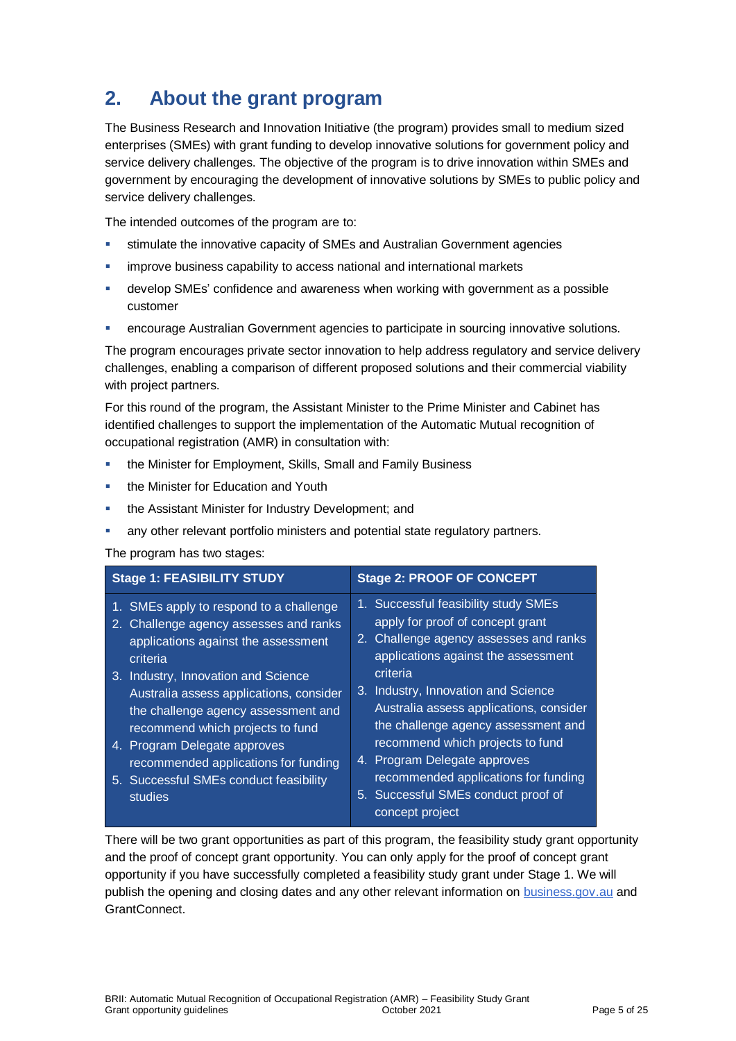## 2. About the grant program

The Business Research and Innovation Initiative (the program) provides small to medium sized enterprises (SMEs) with grant funding to develop innovative solutions for government policy and service delivery challenges. The objective of the program is to drive innovation within SMEs and government by encouraging the development of innovative solutions by SMEs to public policy and service delivery challenges.

The intended outcomes of the program are to:

- stimulate the innovative capacity of SMEs and Australian Government agencies
- improve business capability to access national and international markets
- develop SMEs' confidence and awareness when working with government as a possible customer
- encourage Australian Government agencies to participate in sourcing innovative solutions.

The program encourages private sector innovation to help address regulatory and service delivery challenges, enabling a comparison of different proposed solutions and their commercial viability with project partners.

For this round of the program, the Assistant Minister to the Prime Minister and Cabinet has identified challenges to support the implementation of the Automatic Mutual recognition of occupational registration (AMR) in consultation with:

- the Minister for Employment, Skills, Small and Family Business
- the Minister for Education and Youth
- the Assistant Minister for Industry Development; and
- any other relevant portfolio ministers and potential state regulatory partners.

The program has two stages:

| Stage 1: FEASIBILITY STUDY | Stage 2: PROOF OF CONCEPT |
|---|---|
| 1. SMEs apply to respond to a challenge<br>2. Challenge agency assesses and ranks applications against the assessment criteria<br>3. Industry, Innovation and Science Australia assess applications, consider the challenge agency assessment and recommend which projects to fund<br>4. Program Delegate approves recommended applications for funding<br>5. Successful SMEs conduct feasibility studies | 1. Successful feasibility study SMEs apply for proof of concept grant<br>2. Challenge agency assesses and ranks applications against the assessment criteria<br>3. Industry, Innovation and Science Australia assess applications, consider the challenge agency assessment and recommend which projects to fund<br>4. Program Delegate approves recommended applications for funding<br>5. Successful SMEs conduct proof of concept project |

There will be two grant opportunities as part of this program, the feasibility study grant opportunity and the proof of concept grant opportunity. You can only apply for the proof of concept grant opportunity if you have successfully completed a feasibility study grant under Stage 1. We will publish the opening and closing dates and any other relevant information on [business.gov.au](https://business.gov.au) and GrantConnect.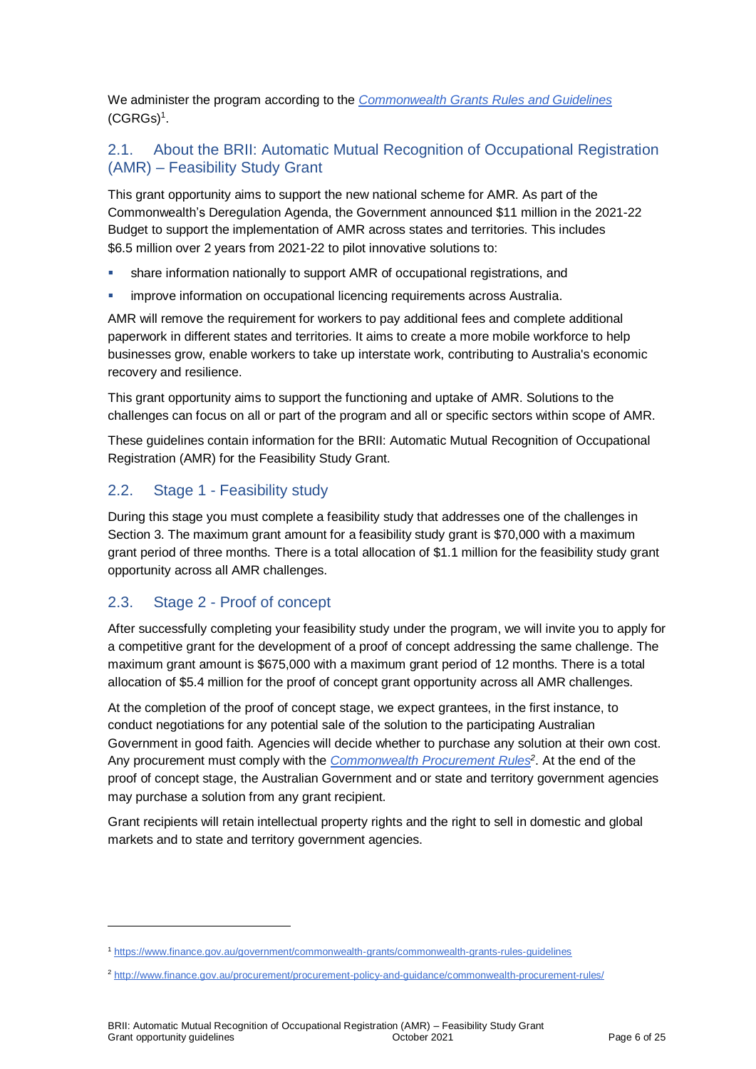We administer the program according to the *[Commonwealth Grants Rules and Guidelines](https://www.finance.gov.au/government/commonwealth-grants/commonwealth-grants-rules-guidelines)* (CGRGs)[1].

## 2.1. About the BRII: Automatic Mutual Recognition of Occupational Registration (AMR) – Feasibility Study Grant

This grant opportunity aims to support the new national scheme for AMR. As part of the Commonwealth's Deregulation Agenda, the Government announced $11 million in the 2021-22 Budget to support the implementation of AMR across states and territories. This includes $6.5 million over 2 years from 2021-22 to pilot innovative solutions to:

- share information nationally to support AMR of occupational registrations, and
- improve information on occupational licencing requirements across Australia.

AMR will remove the requirement for workers to pay additional fees and complete additional paperwork in different states and territories. It aims to create a more mobile workforce to help businesses grow, enable workers to take up interstate work, contributing to Australia's economic recovery and resilience.

This grant opportunity aims to support the functioning and uptake of AMR. Solutions to the challenges can focus on all or part of the program and all or specific sectors within scope of AMR.

These guidelines contain information for the BRII: Automatic Mutual Recognition of Occupational Registration (AMR) for the Feasibility Study Grant.

## 2.2. Stage 1 - Feasibility study

During this stage you must complete a feasibility study that addresses one of the challenges in Section 3. The maximum grant amount for a feasibility study grant is $70,000 with a maximum grant period of three months. There is a total allocation of $1.1 million for the feasibility study grant opportunity across all AMR challenges.

## 2.3. Stage 2 - Proof of concept

After successfully completing your feasibility study under the program, we will invite you to apply for a competitive grant for the development of a proof of concept addressing the same challenge. The maximum grant amount is $675,000 with a maximum grant period of 12 months. There is a total allocation of $5.4 million for the proof of concept grant opportunity across all AMR challenges.

At the completion of the proof of concept stage, we expect grantees, in the first instance, to conduct negotiations for any potential sale of the solution to the participating Australian Government in good faith. Agencies will decide whether to purchase any solution at their own cost. Any procurement must comply with the *[Commonwealth Procurement Rules](http://www.finance.gov.au/procurement/procurement-policy-and-guidance/commonwealth-procurement-rules/)*[2]. At the end of the proof of concept stage, the Australian Government and or state and territory government agencies may purchase a solution from any grant recipient.

Grant recipients will retain intellectual property rights and the right to sell in domestic and global markets and to state and territory government agencies.

---

[1] https://www.finance.gov.au/government/commonwealth-grants/commonwealth-grants-rules-guidelines

[2] http://www.finance.gov.au/procurement/procurement-policy-and-guidance/commonwealth-procurement-rules/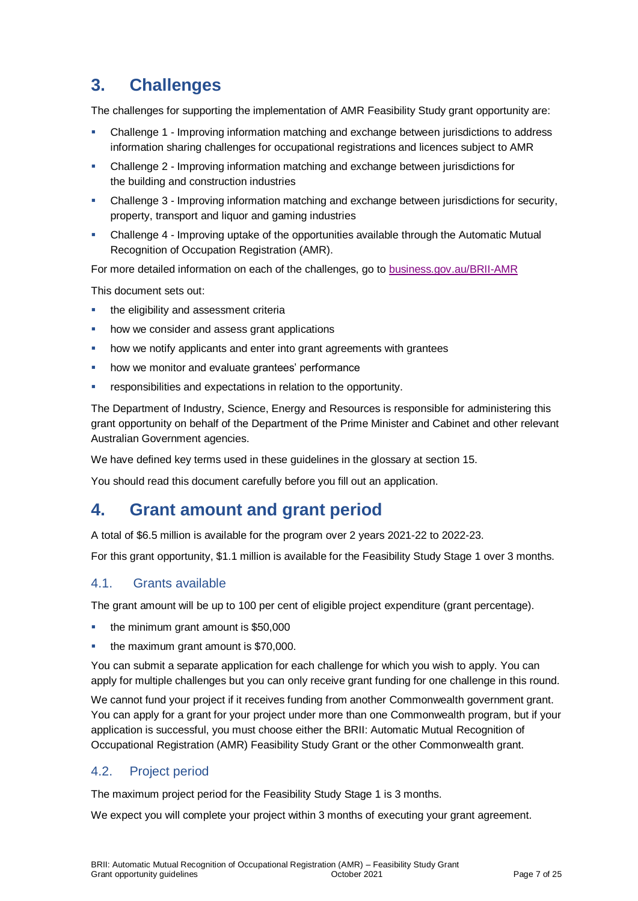## 3. Challenges

The challenges for supporting the implementation of AMR Feasibility Study grant opportunity are:

- Challenge 1 - Improving information matching and exchange between jurisdictions to address information sharing challenges for occupational registrations and licences subject to AMR
- Challenge 2 - Improving information matching and exchange between jurisdictions for the building and construction industries
- Challenge 3 - Improving information matching and exchange between jurisdictions for security, property, transport and liquor and gaming industries
- Challenge 4 - Improving uptake of the opportunities available through the Automatic Mutual Recognition of Occupation Registration (AMR).

For more detailed information on each of the challenges, go to [business.gov.au/BRII-AMR](business.gov.au/BRII-AMR)

This document sets out:

- the eligibility and assessment criteria
- how we consider and assess grant applications
- how we notify applicants and enter into grant agreements with grantees
- how we monitor and evaluate grantees' performance
- responsibilities and expectations in relation to the opportunity.

The Department of Industry, Science, Energy and Resources is responsible for administering this grant opportunity on behalf of the Department of the Prime Minister and Cabinet and other relevant Australian Government agencies.

We have defined key terms used in these guidelines in the glossary at section 15.

You should read this document carefully before you fill out an application.

## 4. Grant amount and grant period

A total of $6.5 million is available for the program over 2 years 2021-22 to 2022-23.

For this grant opportunity, $1.1 million is available for the Feasibility Study Stage 1 over 3 months.

### 4.1. Grants available

The grant amount will be up to 100 per cent of eligible project expenditure (grant percentage).

- the minimum grant amount is $50,000
- the maximum grant amount is $70,000.

You can submit a separate application for each challenge for which you wish to apply. You can apply for multiple challenges but you can only receive grant funding for one challenge in this round.

We cannot fund your project if it receives funding from another Commonwealth government grant. You can apply for a grant for your project under more than one Commonwealth program, but if your application is successful, you must choose either the BRII: Automatic Mutual Recognition of Occupational Registration (AMR) Feasibility Study Grant or the other Commonwealth grant.

### 4.2. Project period

The maximum project period for the Feasibility Study Stage 1 is 3 months.

We expect you will complete your project within 3 months of executing your grant agreement.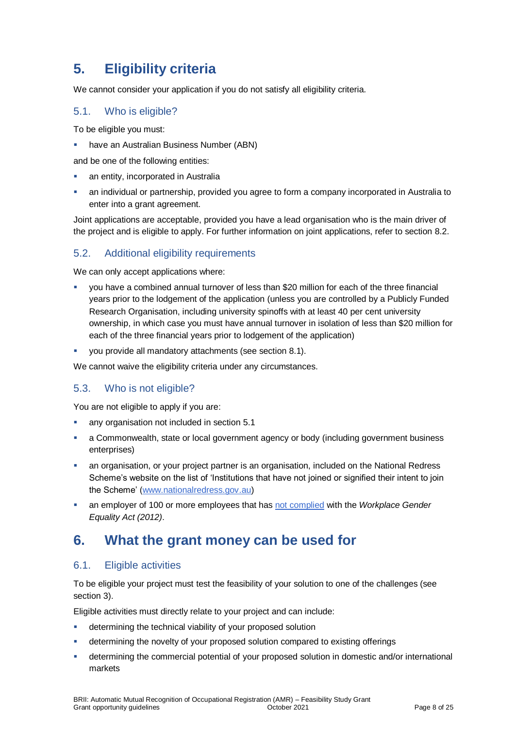# 5. Eligibility criteria

We cannot consider your application if you do not satisfy all eligibility criteria.

## 5.1. Who is eligible?

To be eligible you must:

- have an Australian Business Number (ABN)

and be one of the following entities:

- an entity, incorporated in Australia
- an individual or partnership, provided you agree to form a company incorporated in Australia to enter into a grant agreement.

Joint applications are acceptable, provided you have a lead organisation who is the main driver of the project and is eligible to apply. For further information on joint applications, refer to section 8.2.

## 5.2. Additional eligibility requirements

We can only accept applications where:

- you have a combined annual turnover of less than $20 million for each of the three financial years prior to the lodgement of the application (unless you are controlled by a Publicly Funded Research Organisation, including university spinoffs with at least 40 per cent university ownership, in which case you must have annual turnover in isolation of less than $20 million for each of the three financial years prior to lodgement of the application)
- you provide all mandatory attachments (see section 8.1).

We cannot waive the eligibility criteria under any circumstances.

## 5.3. Who is not eligible?

You are not eligible to apply if you are:

- any organisation not included in section 5.1
- a Commonwealth, state or local government agency or body (including government business enterprises)
- an organisation, or your project partner is an organisation, included on the National Redress Scheme's website on the list of 'Institutions that have not joined or signified their intent to join the Scheme' (www.nationalredress.gov.au)
- an employer of 100 or more employees that has not complied with the *Workplace Gender Equality Act (2012)*.

# 6. What the grant money can be used for

## 6.1. Eligible activities

To be eligible your project must test the feasibility of your solution to one of the challenges (see section 3).

Eligible activities must directly relate to your project and can include:

- determining the technical viability of your proposed solution
- determining the novelty of your proposed solution compared to existing offerings
- determining the commercial potential of your proposed solution in domestic and/or international markets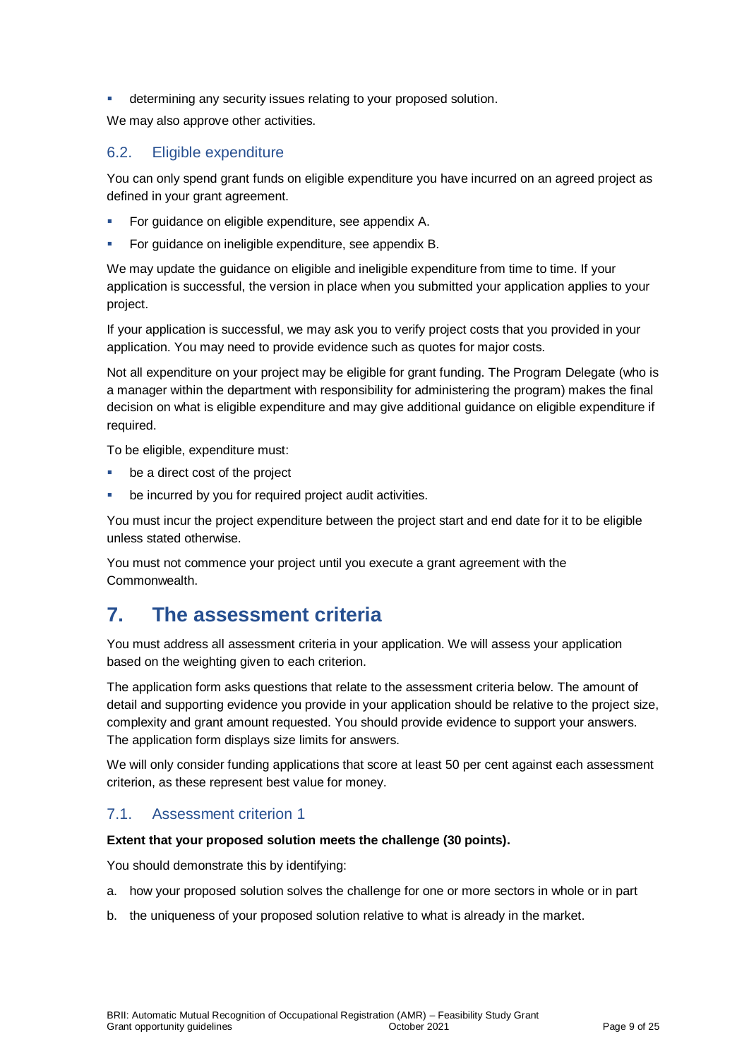- determining any security issues relating to your proposed solution.

We may also approve other activities.

### 6.2. Eligible expenditure

You can only spend grant funds on eligible expenditure you have incurred on an agreed project as defined in your grant agreement.

- For guidance on eligible expenditure, see appendix A.
- For guidance on ineligible expenditure, see appendix B.

We may update the guidance on eligible and ineligible expenditure from time to time. If your application is successful, the version in place when you submitted your application applies to your project.

If your application is successful, we may ask you to verify project costs that you provided in your application. You may need to provide evidence such as quotes for major costs.

Not all expenditure on your project may be eligible for grant funding. The Program Delegate (who is a manager within the department with responsibility for administering the program) makes the final decision on what is eligible expenditure and may give additional guidance on eligible expenditure if required.

To be eligible, expenditure must:

- be a direct cost of the project
- be incurred by you for required project audit activities.

You must incur the project expenditure between the project start and end date for it to be eligible unless stated otherwise.

You must not commence your project until you execute a grant agreement with the Commonwealth.

## 7. The assessment criteria

You must address all assessment criteria in your application. We will assess your application based on the weighting given to each criterion.

The application form asks questions that relate to the assessment criteria below. The amount of detail and supporting evidence you provide in your application should be relative to the project size, complexity and grant amount requested. You should provide evidence to support your answers. The application form displays size limits for answers.

We will only consider funding applications that score at least 50 per cent against each assessment criterion, as these represent best value for money.

### 7.1. Assessment criterion 1

**Extent that your proposed solution meets the challenge (30 points).**

You should demonstrate this by identifying:

a. how your proposed solution solves the challenge for one or more sectors in whole or in part

b. the uniqueness of your proposed solution relative to what is already in the market.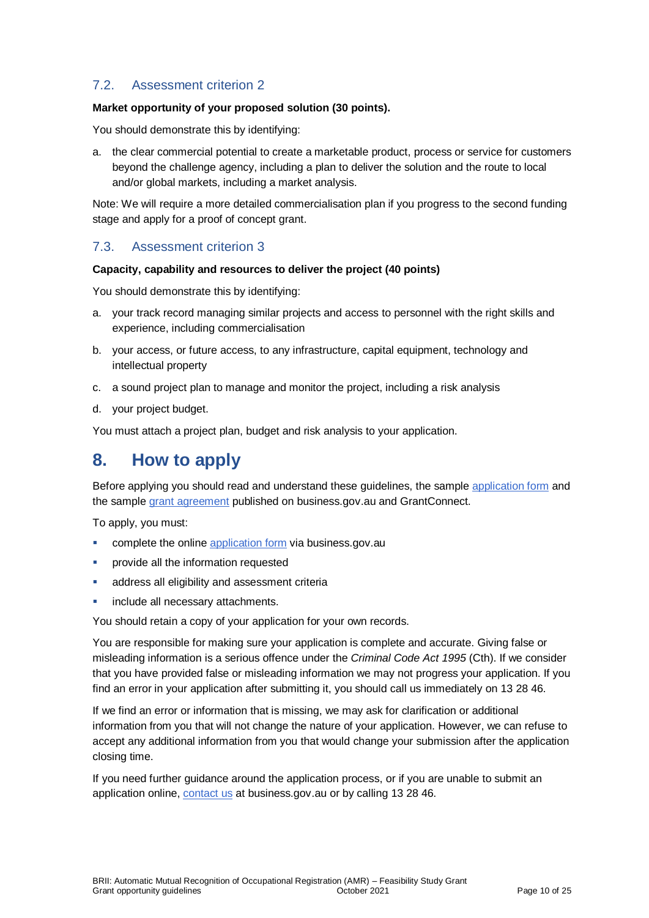### 7.2. Assessment criterion 2

**Market opportunity of your proposed solution (30 points).**

You should demonstrate this by identifying:

a. the clear commercial potential to create a marketable product, process or service for customers beyond the challenge agency, including a plan to deliver the solution and the route to local and/or global markets, including a market analysis.

Note: We will require a more detailed commercialisation plan if you progress to the second funding stage and apply for a proof of concept grant.

### 7.3. Assessment criterion 3

**Capacity, capability and resources to deliver the project (40 points)**

You should demonstrate this by identifying:

a. your track record managing similar projects and access to personnel with the right skills and experience, including commercialisation

b. your access, or future access, to any infrastructure, capital equipment, technology and intellectual property

c. a sound project plan to manage and monitor the project, including a risk analysis

d. your project budget.

You must attach a project plan, budget and risk analysis to your application.

## 8. How to apply

Before applying you should read and understand these guidelines, the sample application form and the sample grant agreement published on business.gov.au and GrantConnect.

To apply, you must:

- complete the online application form via business.gov.au
- provide all the information requested
- address all eligibility and assessment criteria
- include all necessary attachments.

You should retain a copy of your application for your own records.

You are responsible for making sure your application is complete and accurate. Giving false or misleading information is a serious offence under the *Criminal Code Act 1995* (Cth). If we consider that you have provided false or misleading information we may not progress your application. If you find an error in your application after submitting it, you should call us immediately on 13 28 46.

If we find an error or information that is missing, we may ask for clarification or additional information from you that will not change the nature of your application. However, we can refuse to accept any additional information from you that would change your submission after the application closing time.

If you need further guidance around the application process, or if you are unable to submit an application online, contact us at business.gov.au or by calling 13 28 46.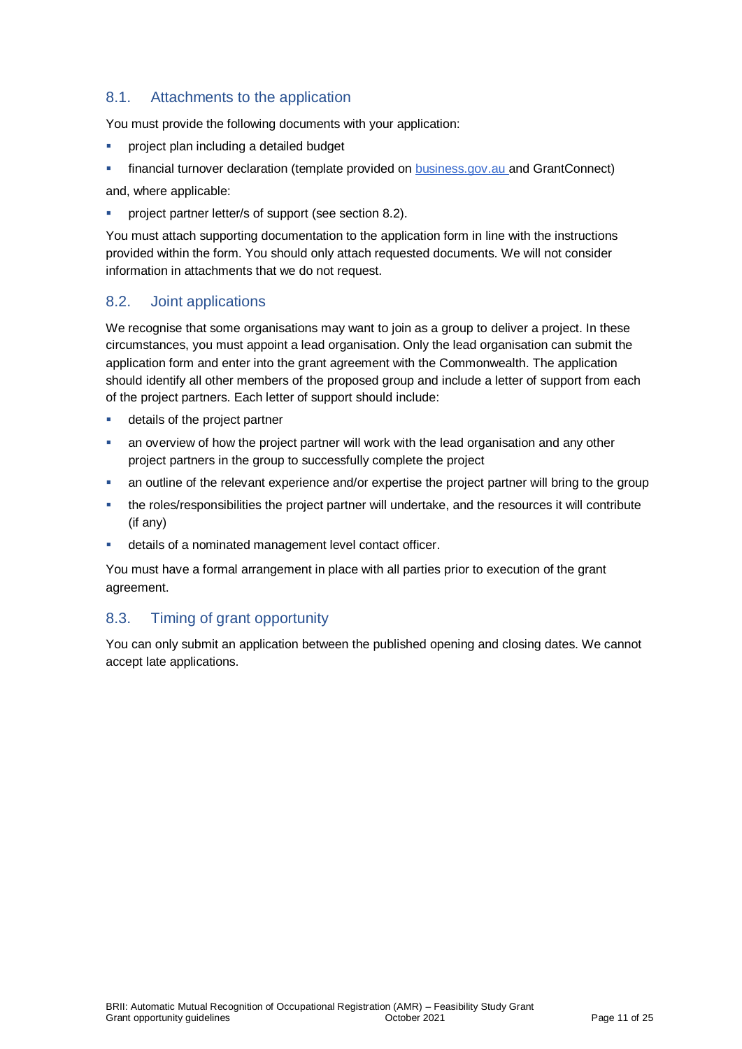## 8.1. Attachments to the application

You must provide the following documents with your application:

- project plan including a detailed budget
- financial turnover declaration (template provided on [business.gov.au](business.gov.au) and GrantConnect)

and, where applicable:

- project partner letter/s of support (see section 8.2).

You must attach supporting documentation to the application form in line with the instructions provided within the form. You should only attach requested documents. We will not consider information in attachments that we do not request.

## 8.2. Joint applications

We recognise that some organisations may want to join as a group to deliver a project. In these circumstances, you must appoint a lead organisation. Only the lead organisation can submit the application form and enter into the grant agreement with the Commonwealth. The application should identify all other members of the proposed group and include a letter of support from each of the project partners. Each letter of support should include:

- details of the project partner
- an overview of how the project partner will work with the lead organisation and any other project partners in the group to successfully complete the project
- an outline of the relevant experience and/or expertise the project partner will bring to the group
- the roles/responsibilities the project partner will undertake, and the resources it will contribute (if any)
- details of a nominated management level contact officer.

You must have a formal arrangement in place with all parties prior to execution of the grant agreement.

## 8.3. Timing of grant opportunity

You can only submit an application between the published opening and closing dates. We cannot accept late applications.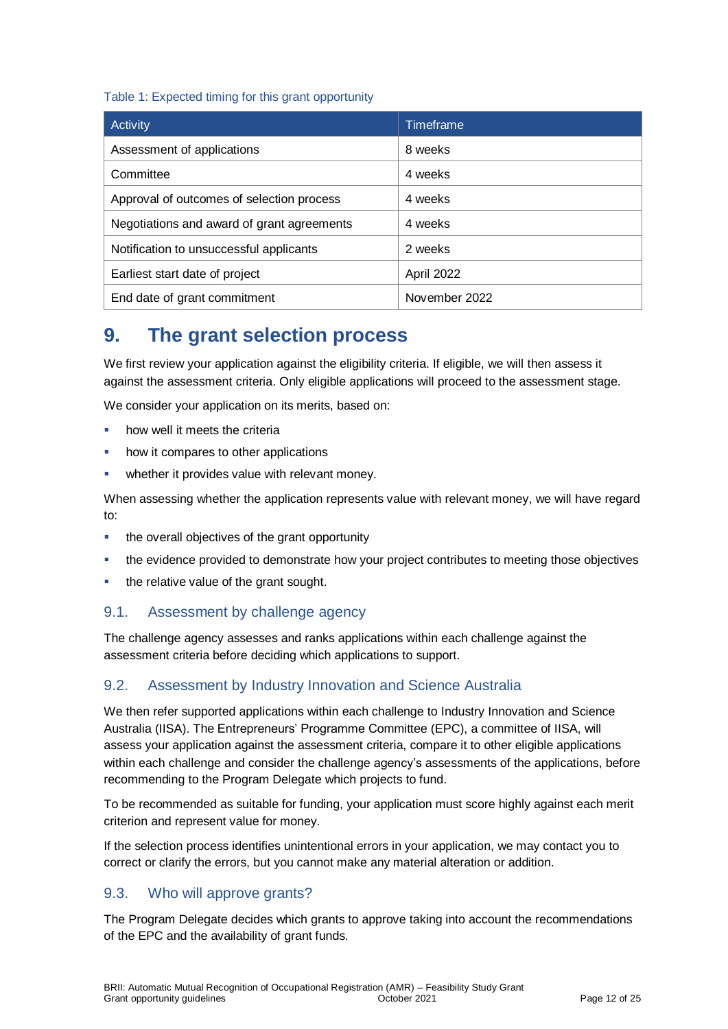Table 1: Expected timing for this grant opportunity

| Activity | Timeframe |
| --- | --- |
| Assessment of applications | 8 weeks |
| Committee | 4 weeks |
| Approval of outcomes of selection process | 4 weeks |
| Negotiations and award of grant agreements | 4 weeks |
| Notification to unsuccessful applicants | 2 weeks |
| Earliest start date of project | April 2022 |
| End date of grant commitment | November 2022 |

# 9. The grant selection process

We first review your application against the eligibility criteria. If eligible, we will then assess it against the assessment criteria. Only eligible applications will proceed to the assessment stage.

We consider your application on its merits, based on:

- how well it meets the criteria
- how it compares to other applications
- whether it provides value with relevant money.

When assessing whether the application represents value with relevant money, we will have regard to:

- the overall objectives of the grant opportunity
- the evidence provided to demonstrate how your project contributes to meeting those objectives
- the relative value of the grant sought.

## 9.1. Assessment by challenge agency

The challenge agency assesses and ranks applications within each challenge against the assessment criteria before deciding which applications to support.

## 9.2. Assessment by Industry Innovation and Science Australia

We then refer supported applications within each challenge to Industry Innovation and Science Australia (IISA). The Entrepreneurs' Programme Committee (EPC), a committee of IISA, will assess your application against the assessment criteria, compare it to other eligible applications within each challenge and consider the challenge agency's assessments of the applications, before recommending to the Program Delegate which projects to fund.

To be recommended as suitable for funding, your application must score highly against each merit criterion and represent value for money.

If the selection process identifies unintentional errors in your application, we may contact you to correct or clarify the errors, but you cannot make any material alteration or addition.

## 9.3. Who will approve grants?

The Program Delegate decides which grants to approve taking into account the recommendations of the EPC and the availability of grant funds.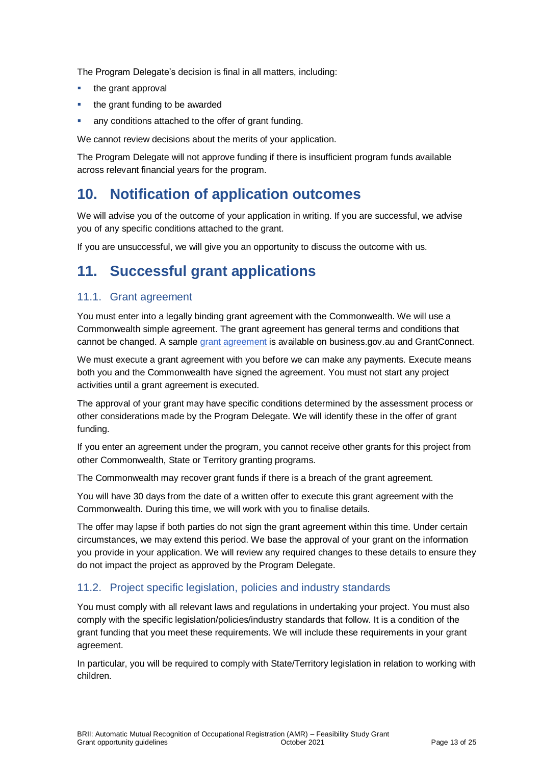The Program Delegate's decision is final in all matters, including:

- the grant approval
- the grant funding to be awarded
- any conditions attached to the offer of grant funding.

We cannot review decisions about the merits of your application.

The Program Delegate will not approve funding if there is insufficient program funds available across relevant financial years for the program.

# 10. Notification of application outcomes

We will advise you of the outcome of your application in writing. If you are successful, we advise you of any specific conditions attached to the grant.

If you are unsuccessful, we will give you an opportunity to discuss the outcome with us.

# 11. Successful grant applications

## 11.1. Grant agreement

You must enter into a legally binding grant agreement with the Commonwealth. We will use a Commonwealth simple agreement. The grant agreement has general terms and conditions that cannot be changed. A sample grant agreement is available on business.gov.au and GrantConnect.

We must execute a grant agreement with you before we can make any payments. Execute means both you and the Commonwealth have signed the agreement. You must not start any project activities until a grant agreement is executed.

The approval of your grant may have specific conditions determined by the assessment process or other considerations made by the Program Delegate. We will identify these in the offer of grant funding.

If you enter an agreement under the program, you cannot receive other grants for this project from other Commonwealth, State or Territory granting programs.

The Commonwealth may recover grant funds if there is a breach of the grant agreement.

You will have 30 days from the date of a written offer to execute this grant agreement with the Commonwealth. During this time, we will work with you to finalise details.

The offer may lapse if both parties do not sign the grant agreement within this time. Under certain circumstances, we may extend this period. We base the approval of your grant on the information you provide in your application. We will review any required changes to these details to ensure they do not impact the project as approved by the Program Delegate.

## 11.2. Project specific legislation, policies and industry standards

You must comply with all relevant laws and regulations in undertaking your project. You must also comply with the specific legislation/policies/industry standards that follow. It is a condition of the grant funding that you meet these requirements. We will include these requirements in your grant agreement.

In particular, you will be required to comply with State/Territory legislation in relation to working with children.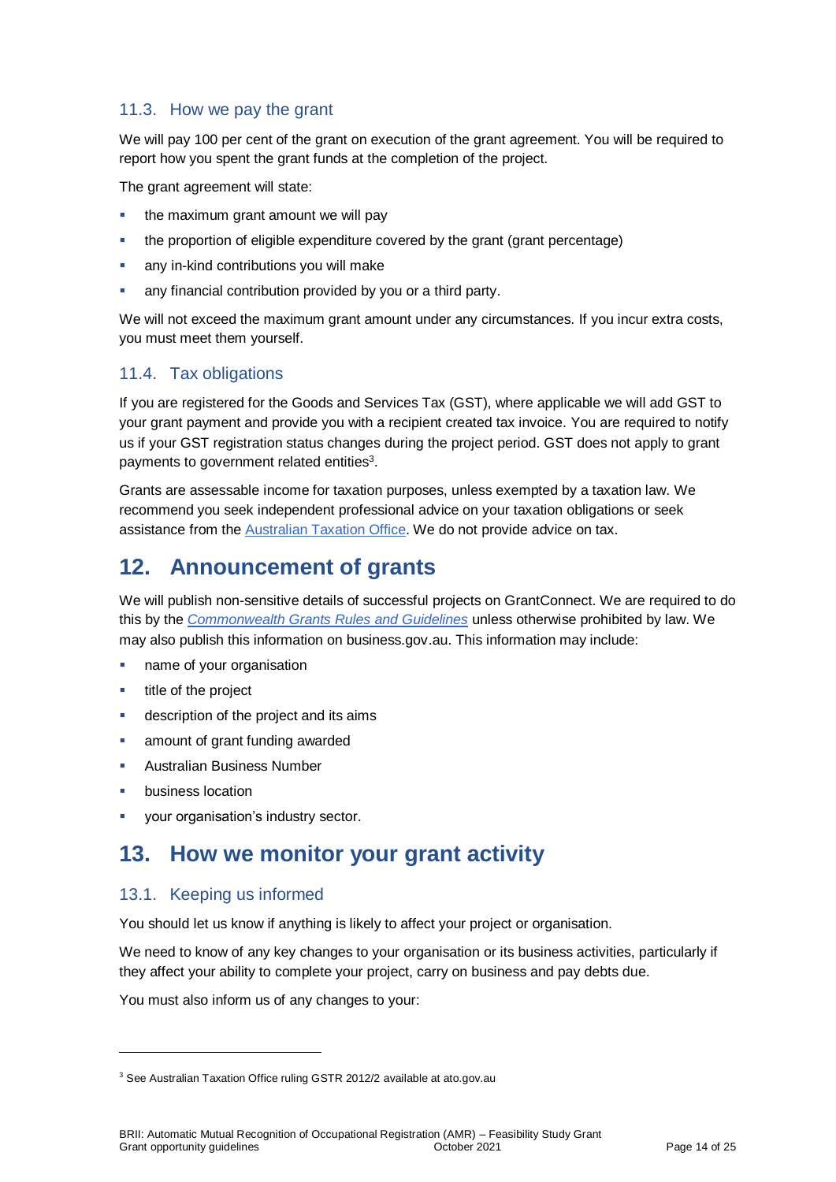### 11.3. How we pay the grant

We will pay 100 per cent of the grant on execution of the grant agreement. You will be required to report how you spent the grant funds at the completion of the project.

The grant agreement will state:

- the maximum grant amount we will pay
- the proportion of eligible expenditure covered by the grant (grant percentage)
- any in-kind contributions you will make
- any financial contribution provided by you or a third party.

We will not exceed the maximum grant amount under any circumstances. If you incur extra costs, you must meet them yourself.

### 11.4. Tax obligations

If you are registered for the Goods and Services Tax (GST), where applicable we will add GST to your grant payment and provide you with a recipient created tax invoice. You are required to notify us if your GST registration status changes during the project period. GST does not apply to grant payments to government related entities[3].

Grants are assessable income for taxation purposes, unless exempted by a taxation law. We recommend you seek independent professional advice on your taxation obligations or seek assistance from the [Australian Taxation Office](). We do not provide advice on tax.

## 12. Announcement of grants

We will publish non-sensitive details of successful projects on GrantConnect. We are required to do this by the *Commonwealth Grants Rules and Guidelines* unless otherwise prohibited by law. We may also publish this information on business.gov.au. This information may include:

- name of your organisation
- title of the project
- description of the project and its aims
- amount of grant funding awarded
- Australian Business Number
- business location
- your organisation's industry sector.

## 13. How we monitor your grant activity

### 13.1. Keeping us informed

You should let us know if anything is likely to affect your project or organisation.

We need to know of any key changes to your organisation or its business activities, particularly if they affect your ability to complete your project, carry on business and pay debts due.

You must also inform us of any changes to your:

---

[3] See Australian Taxation Office ruling GSTR 2012/2 available at ato.gov.au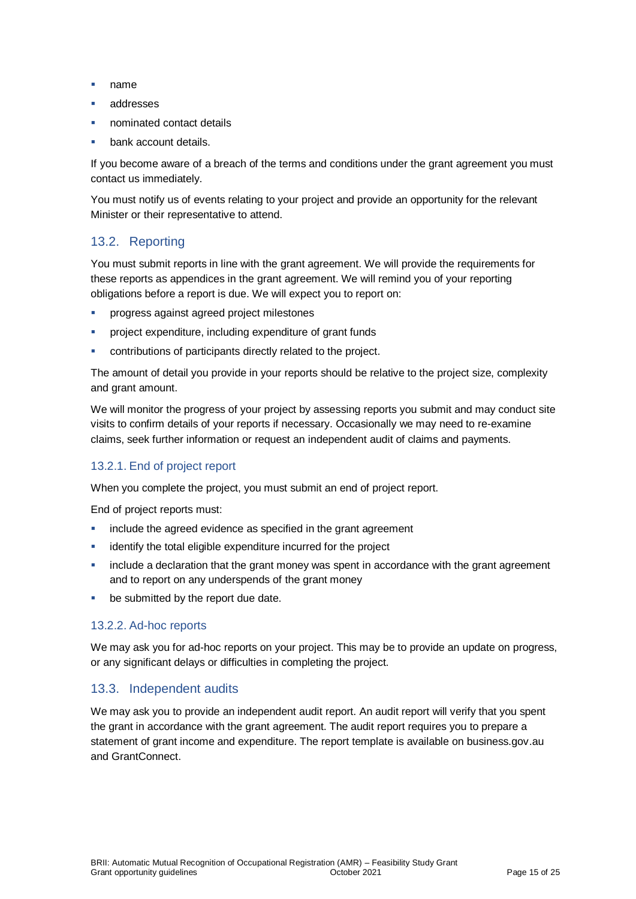- name
- addresses
- nominated contact details
- bank account details.

If you become aware of a breach of the terms and conditions under the grant agreement you must contact us immediately.

You must notify us of events relating to your project and provide an opportunity for the relevant Minister or their representative to attend.

## 13.2. Reporting

You must submit reports in line with the grant agreement. We will provide the requirements for these reports as appendices in the grant agreement. We will remind you of your reporting obligations before a report is due. We will expect you to report on:

- progress against agreed project milestones
- project expenditure, including expenditure of grant funds
- contributions of participants directly related to the project.

The amount of detail you provide in your reports should be relative to the project size, complexity and grant amount.

We will monitor the progress of your project by assessing reports you submit and may conduct site visits to confirm details of your reports if necessary. Occasionally we may need to re-examine claims, seek further information or request an independent audit of claims and payments.

### 13.2.1. End of project report

When you complete the project, you must submit an end of project report.

End of project reports must:

- include the agreed evidence as specified in the grant agreement
- identify the total eligible expenditure incurred for the project
- include a declaration that the grant money was spent in accordance with the grant agreement and to report on any underspends of the grant money
- be submitted by the report due date.

### 13.2.2. Ad-hoc reports

We may ask you for ad-hoc reports on your project. This may be to provide an update on progress, or any significant delays or difficulties in completing the project.

## 13.3. Independent audits

We may ask you to provide an independent audit report. An audit report will verify that you spent the grant in accordance with the grant agreement. The audit report requires you to prepare a statement of grant income and expenditure. The report template is available on business.gov.au and GrantConnect.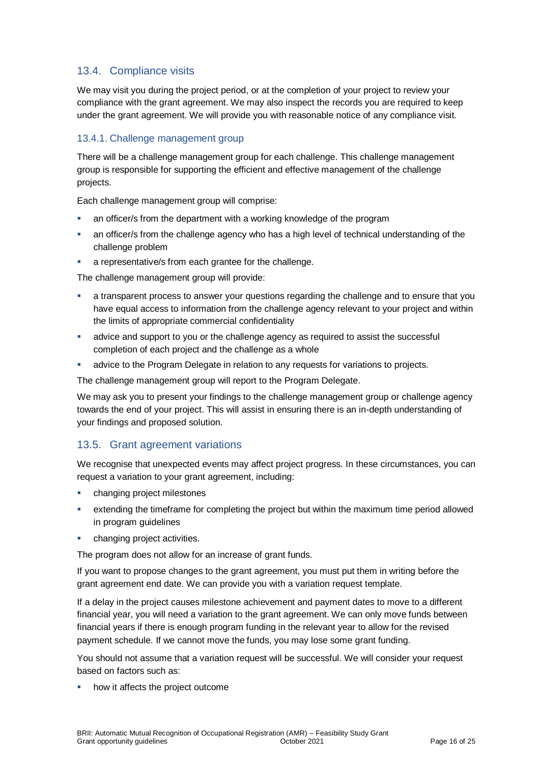## 13.4. Compliance visits

We may visit you during the project period, or at the completion of your project to review your compliance with the grant agreement. We may also inspect the records you are required to keep under the grant agreement. We will provide you with reasonable notice of any compliance visit.

### 13.4.1. Challenge management group

There will be a challenge management group for each challenge. This challenge management group is responsible for supporting the efficient and effective management of the challenge projects.

Each challenge management group will comprise:

- an officer/s from the department with a working knowledge of the program
- an officer/s from the challenge agency who has a high level of technical understanding of the challenge problem
- a representative/s from each grantee for the challenge.

The challenge management group will provide:

- a transparent process to answer your questions regarding the challenge and to ensure that you have equal access to information from the challenge agency relevant to your project and within the limits of appropriate commercial confidentiality
- advice and support to you or the challenge agency as required to assist the successful completion of each project and the challenge as a whole
- advice to the Program Delegate in relation to any requests for variations to projects.

The challenge management group will report to the Program Delegate.

We may ask you to present your findings to the challenge management group or challenge agency towards the end of your project. This will assist in ensuring there is an in-depth understanding of your findings and proposed solution.

## 13.5. Grant agreement variations

We recognise that unexpected events may affect project progress. In these circumstances, you can request a variation to your grant agreement, including:

- changing project milestones
- extending the timeframe for completing the project but within the maximum time period allowed in program guidelines
- changing project activities.

The program does not allow for an increase of grant funds.

If you want to propose changes to the grant agreement, you must put them in writing before the grant agreement end date. We can provide you with a variation request template.

If a delay in the project causes milestone achievement and payment dates to move to a different financial year, you will need a variation to the grant agreement. We can only move funds between financial years if there is enough program funding in the relevant year to allow for the revised payment schedule. If we cannot move the funds, you may lose some grant funding.

You should not assume that a variation request will be successful. We will consider your request based on factors such as:

- how it affects the project outcome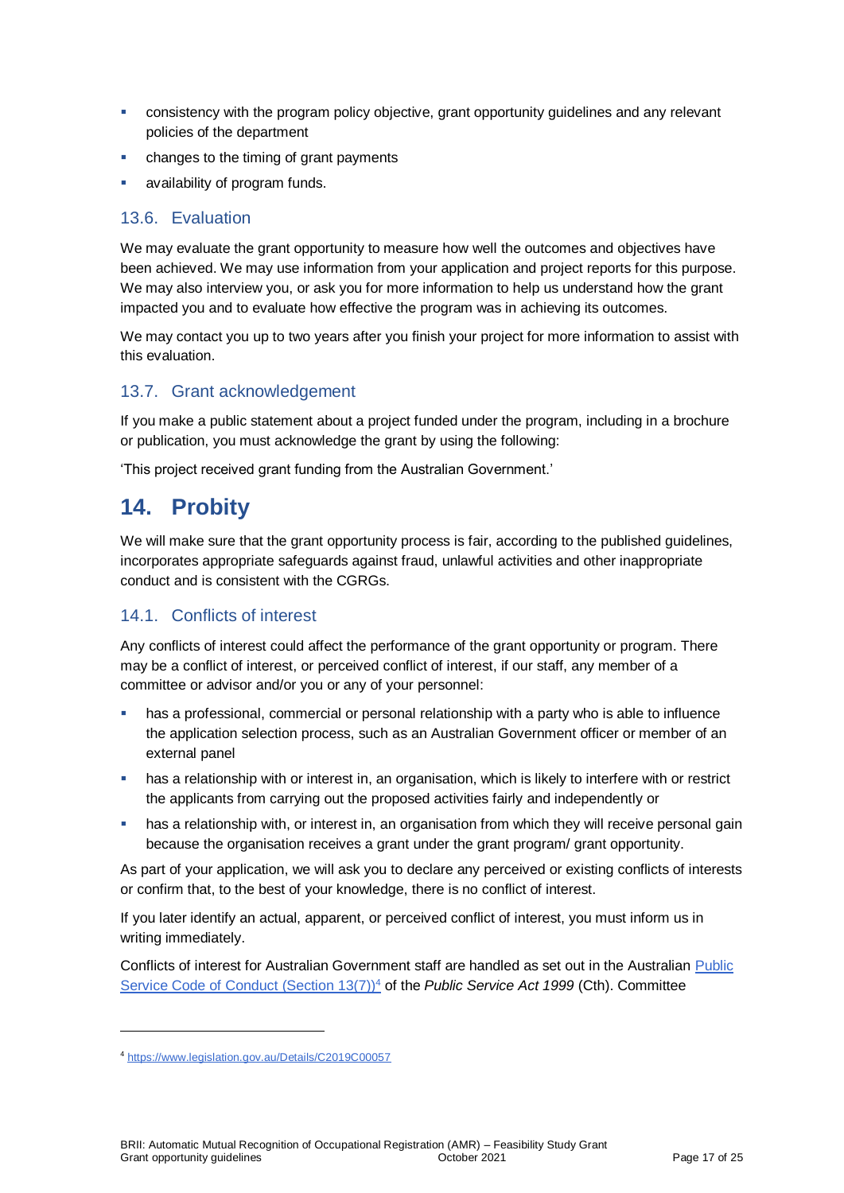- consistency with the program policy objective, grant opportunity guidelines and any relevant policies of the department
- changes to the timing of grant payments
- availability of program funds.

### 13.6. Evaluation

We may evaluate the grant opportunity to measure how well the outcomes and objectives have been achieved. We may use information from your application and project reports for this purpose. We may also interview you, or ask you for more information to help us understand how the grant impacted you and to evaluate how effective the program was in achieving its outcomes.

We may contact you up to two years after you finish your project for more information to assist with this evaluation.

### 13.7. Grant acknowledgement

If you make a public statement about a project funded under the program, including in a brochure or publication, you must acknowledge the grant by using the following:

'This project received grant funding from the Australian Government.'

## 14. Probity

We will make sure that the grant opportunity process is fair, according to the published guidelines, incorporates appropriate safeguards against fraud, unlawful activities and other inappropriate conduct and is consistent with the CGRGs.

### 14.1. Conflicts of interest

Any conflicts of interest could affect the performance of the grant opportunity or program. There may be a conflict of interest, or perceived conflict of interest, if our staff, any member of a committee or advisor and/or you or any of your personnel:

- has a professional, commercial or personal relationship with a party who is able to influence the application selection process, such as an Australian Government officer or member of an external panel
- has a relationship with or interest in, an organisation, which is likely to interfere with or restrict the applicants from carrying out the proposed activities fairly and independently or
- has a relationship with, or interest in, an organisation from which they will receive personal gain because the organisation receives a grant under the grant program/ grant opportunity.

As part of your application, we will ask you to declare any perceived or existing conflicts of interests or confirm that, to the best of your knowledge, there is no conflict of interest.

If you later identify an actual, apparent, or perceived conflict of interest, you must inform us in writing immediately.

Conflicts of interest for Australian Government staff are handled as set out in the Australian [Public Service Code of Conduct (Section 13(7))](https://www.legislation.gov.au/Details/C2019C00057)[4] of the *Public Service Act 1999* (Cth). Committee

---

[4] https://www.legislation.gov.au/Details/C2019C00057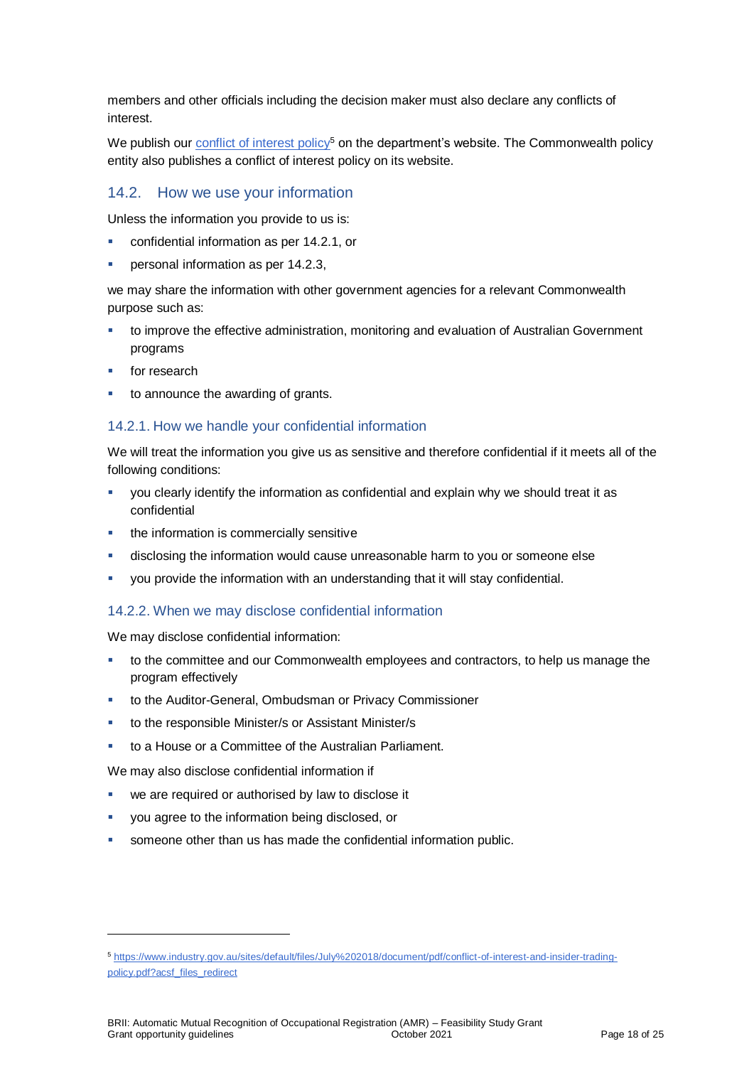members and other officials including the decision maker must also declare any conflicts of interest.

We publish our [conflict of interest policy](https://www.industry.gov.au/sites/default/files/July%202018/document/pdf/conflict-of-interest-and-insider-trading-policy.pdf?acsf_files_redirect)[5] on the department's website. The Commonwealth policy entity also publishes a conflict of interest policy on its website.

### 14.2. How we use your information

Unless the information you provide to us is:

- confidential information as per 14.2.1, or
- personal information as per 14.2.3,

we may share the information with other government agencies for a relevant Commonwealth purpose such as:

- to improve the effective administration, monitoring and evaluation of Australian Government programs
- for research
- to announce the awarding of grants.

#### 14.2.1. How we handle your confidential information

We will treat the information you give us as sensitive and therefore confidential if it meets all of the following conditions:

- you clearly identify the information as confidential and explain why we should treat it as confidential
- the information is commercially sensitive
- disclosing the information would cause unreasonable harm to you or someone else
- you provide the information with an understanding that it will stay confidential.

#### 14.2.2. When we may disclose confidential information

We may disclose confidential information:

- to the committee and our Commonwealth employees and contractors, to help us manage the program effectively
- to the Auditor-General, Ombudsman or Privacy Commissioner
- to the responsible Minister/s or Assistant Minister/s
- to a House or a Committee of the Australian Parliament.

We may also disclose confidential information if

- we are required or authorised by law to disclose it
- you agree to the information being disclosed, or
- someone other than us has made the confidential information public.

---

[5] https://www.industry.gov.au/sites/default/files/July%202018/document/pdf/conflict-of-interest-and-insider-trading-policy.pdf?acsf_files_redirect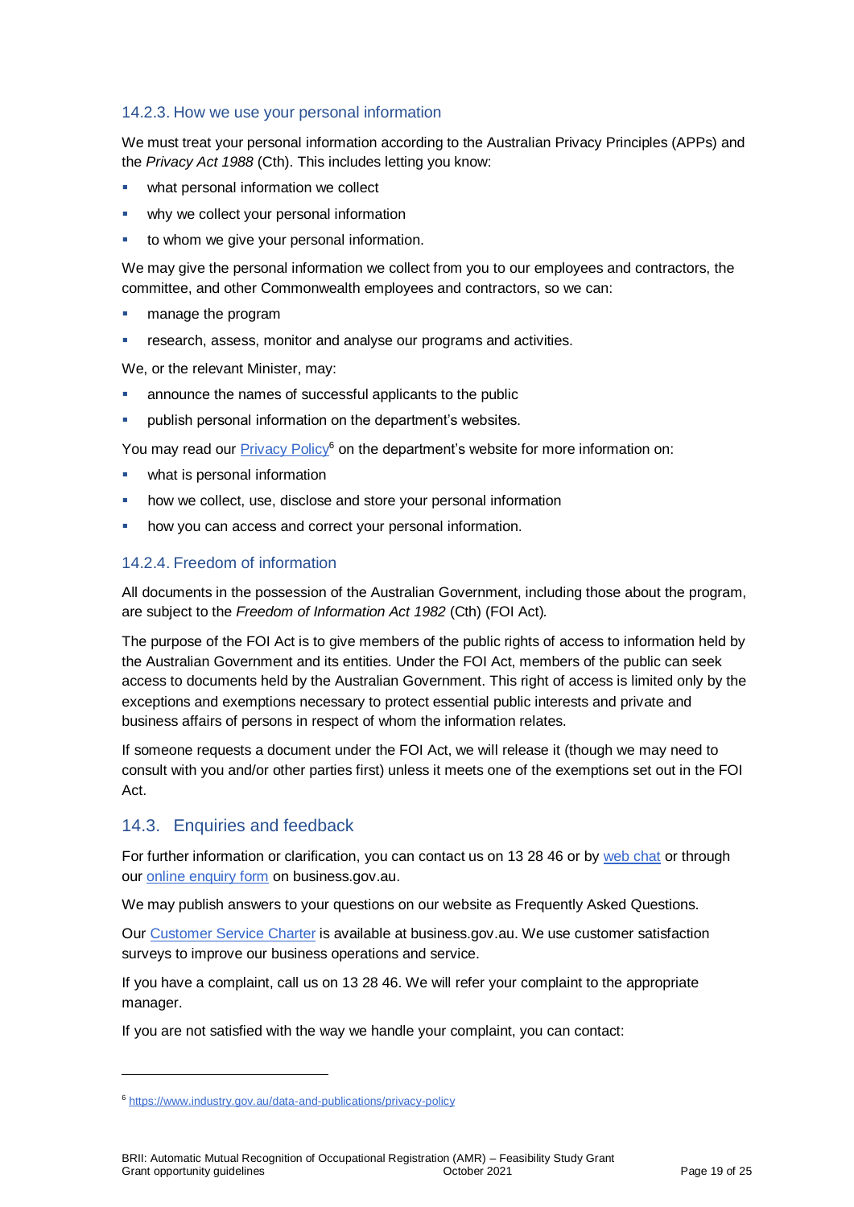### 14.2.3. How we use your personal information

We must treat your personal information according to the Australian Privacy Principles (APPs) and the *Privacy Act 1988* (Cth). This includes letting you know:

- what personal information we collect
- why we collect your personal information
- to whom we give your personal information.

We may give the personal information we collect from you to our employees and contractors, the committee, and other Commonwealth employees and contractors, so we can:

- manage the program
- research, assess, monitor and analyse our programs and activities.

We, or the relevant Minister, may:

- announce the names of successful applicants to the public
- publish personal information on the department's websites.

You may read our [Privacy Policy](https://www.industry.gov.au/data-and-publications/privacy-policy)[6] on the department's website for more information on:

- what is personal information
- how we collect, use, disclose and store your personal information
- how you can access and correct your personal information.

### 14.2.4. Freedom of information

All documents in the possession of the Australian Government, including those about the program, are subject to the *Freedom of Information Act 1982* (Cth) (FOI Act).

The purpose of the FOI Act is to give members of the public rights of access to information held by the Australian Government and its entities. Under the FOI Act, members of the public can seek access to documents held by the Australian Government. This right of access is limited only by the exceptions and exemptions necessary to protect essential public interests and private and business affairs of persons in respect of whom the information relates.

If someone requests a document under the FOI Act, we will release it (though we may need to consult with you and/or other parties first) unless it meets one of the exemptions set out in the FOI Act.

## 14.3. Enquiries and feedback

For further information or clarification, you can contact us on 13 28 46 or by web chat or through our online enquiry form on business.gov.au.

We may publish answers to your questions on our website as Frequently Asked Questions.

Our Customer Service Charter is available at business.gov.au. We use customer satisfaction surveys to improve our business operations and service.

If you have a complaint, call us on 13 28 46. We will refer your complaint to the appropriate manager.

If you are not satisfied with the way we handle your complaint, you can contact:

---

[6] https://www.industry.gov.au/data-and-publications/privacy-policy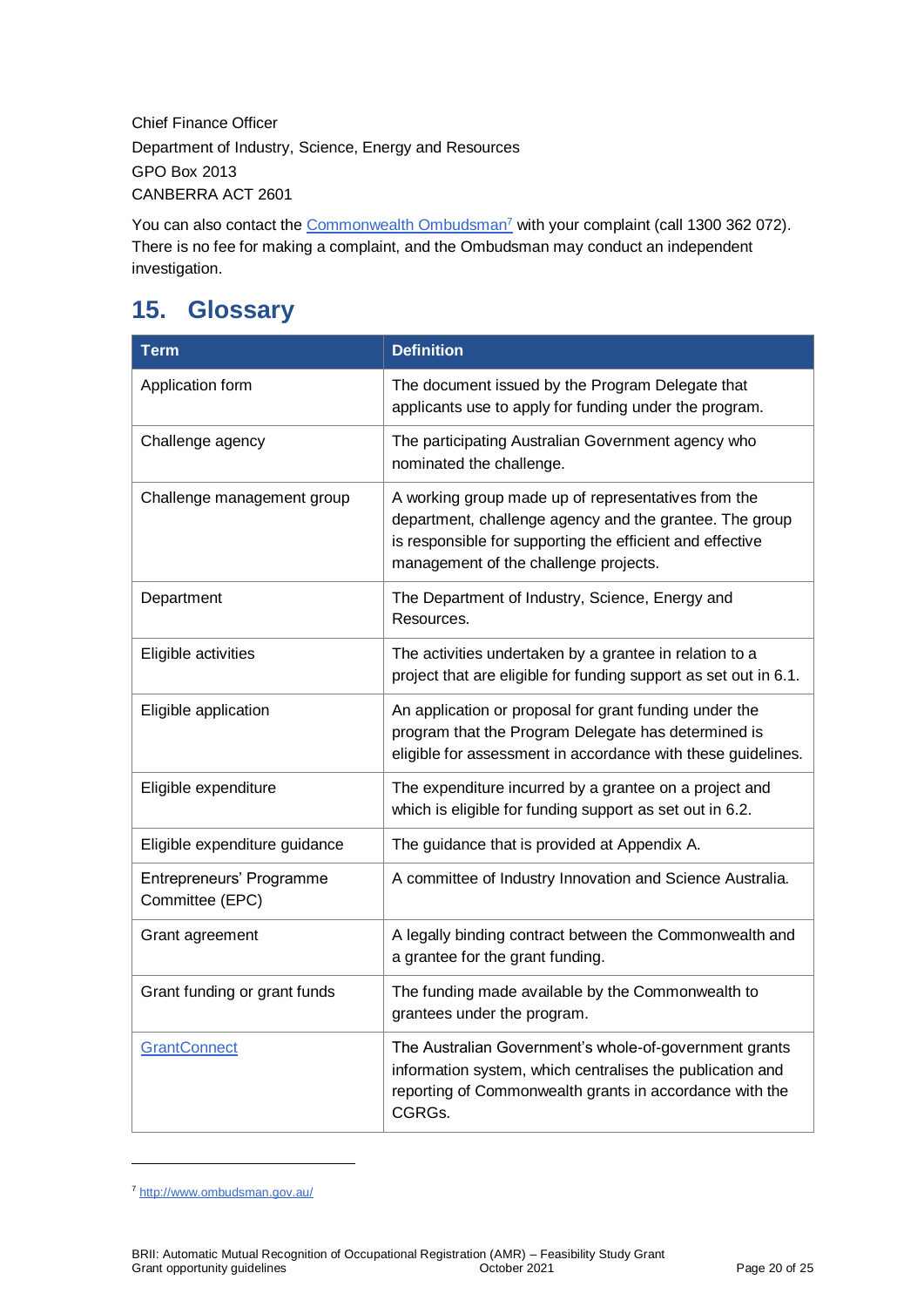Chief Finance Officer
Department of Industry, Science, Energy and Resources
GPO Box 2013
CANBERRA ACT 2601

You can also contact the Commonwealth Ombudsman[7] with your complaint (call 1300 362 072). There is no fee for making a complaint, and the Ombudsman may conduct an independent investigation.

## 15. Glossary

| Term | Definition |
|---|---|
| Application form | The document issued by the Program Delegate that applicants use to apply for funding under the program. |
| Challenge agency | The participating Australian Government agency who nominated the challenge. |
| Challenge management group | A working group made up of representatives from the department, challenge agency and the grantee. The group is responsible for supporting the efficient and effective management of the challenge projects. |
| Department | The Department of Industry, Science, Energy and Resources. |
| Eligible activities | The activities undertaken by a grantee in relation to a project that are eligible for funding support as set out in 6.1. |
| Eligible application | An application or proposal for grant funding under the program that the Program Delegate has determined is eligible for assessment in accordance with these guidelines. |
| Eligible expenditure | The expenditure incurred by a grantee on a project and which is eligible for funding support as set out in 6.2. |
| Eligible expenditure guidance | The guidance that is provided at Appendix A. |
| Entrepreneurs' Programme Committee (EPC) | A committee of Industry Innovation and Science Australia. |
| Grant agreement | A legally binding contract between the Commonwealth and a grantee for the grant funding. |
| Grant funding or grant funds | The funding made available by the Commonwealth to grantees under the program. |
| GrantConnect | The Australian Government's whole-of-government grants information system, which centralises the publication and reporting of Commonwealth grants in accordance with the CGRGs. |

[7] http://www.ombudsman.gov.au/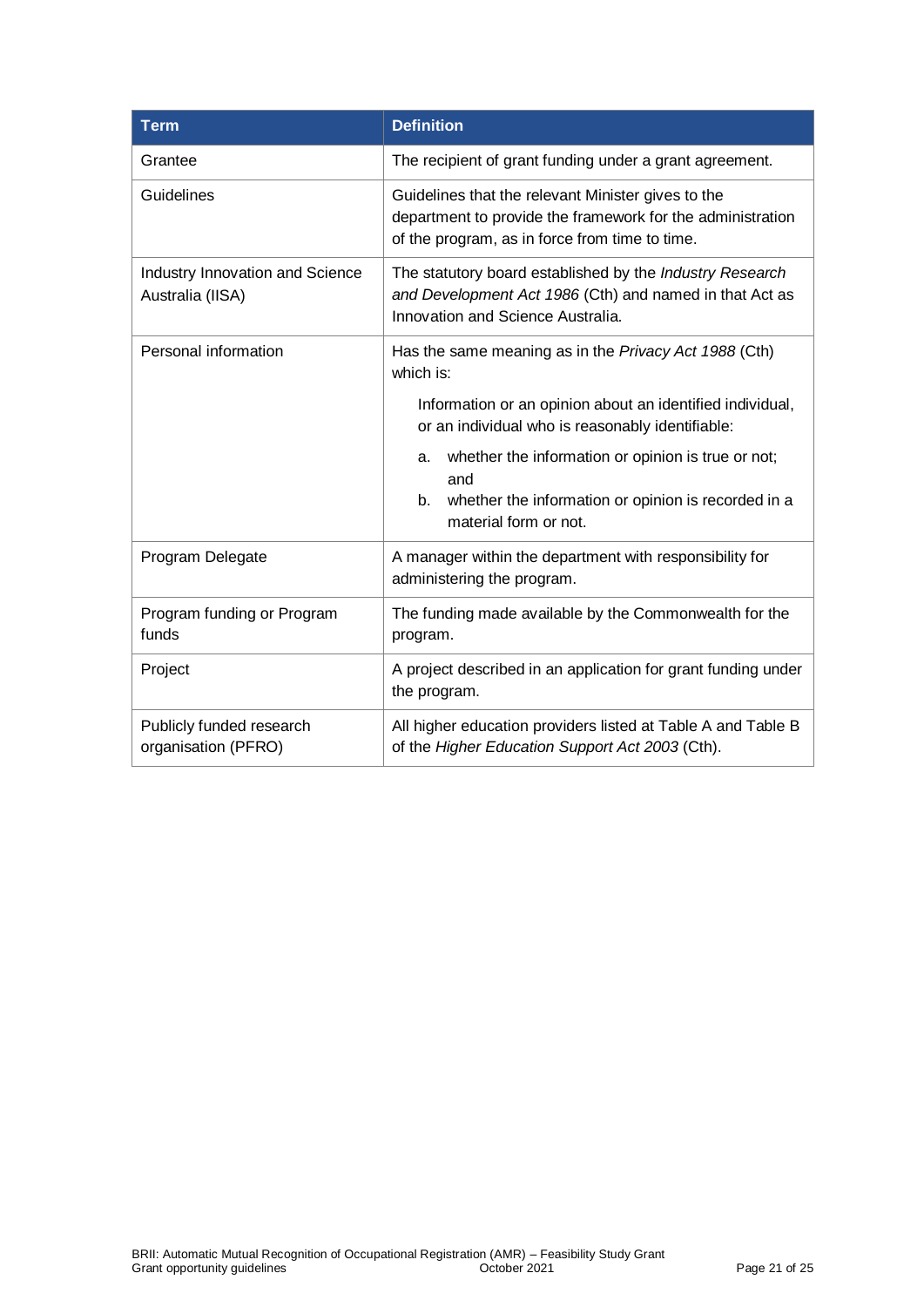| Term | Definition |
|---|---|
| Grantee | The recipient of grant funding under a grant agreement. |
| Guidelines | Guidelines that the relevant Minister gives to the department to provide the framework for the administration of the program, as in force from time to time. |
| Industry Innovation and Science Australia (IISA) | The statutory board established by the *Industry Research and Development Act 1986* (Cth) and named in that Act as Innovation and Science Australia. |
| Personal information | Has the same meaning as in the *Privacy Act 1988* (Cth) which is: <br> Information or an opinion about an identified individual, or an individual who is reasonably identifiable: <br> a. whether the information or opinion is true or not; and <br> b. whether the information or opinion is recorded in a material form or not. |
| Program Delegate | A manager within the department with responsibility for administering the program. |
| Program funding or Program funds | The funding made available by the Commonwealth for the program. |
| Project | A project described in an application for grant funding under the program. |
| Publicly funded research organisation (PFRO) | All higher education providers listed at Table A and Table B of the *Higher Education Support Act 2003* (Cth). |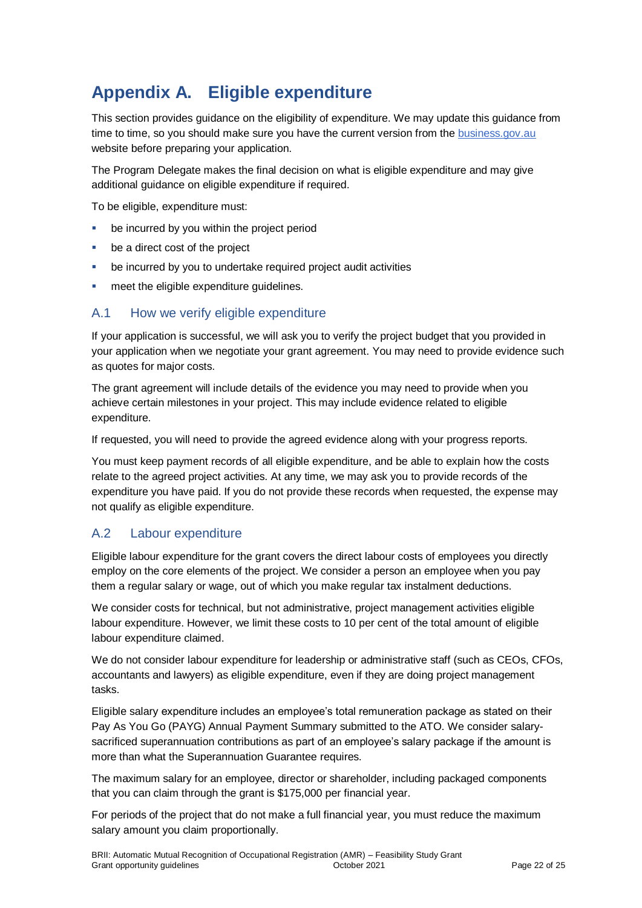# Appendix A. Eligible expenditure

This section provides guidance on the eligibility of expenditure. We may update this guidance from time to time, so you should make sure you have the current version from the [business.gov.au](https://business.gov.au) website before preparing your application.

The Program Delegate makes the final decision on what is eligible expenditure and may give additional guidance on eligible expenditure if required.

To be eligible, expenditure must:

- be incurred by you within the project period
- be a direct cost of the project
- be incurred by you to undertake required project audit activities
- meet the eligible expenditure guidelines.

## A.1 How we verify eligible expenditure

If your application is successful, we will ask you to verify the project budget that you provided in your application when we negotiate your grant agreement. You may need to provide evidence such as quotes for major costs.

The grant agreement will include details of the evidence you may need to provide when you achieve certain milestones in your project. This may include evidence related to eligible expenditure.

If requested, you will need to provide the agreed evidence along with your progress reports.

You must keep payment records of all eligible expenditure, and be able to explain how the costs relate to the agreed project activities. At any time, we may ask you to provide records of the expenditure you have paid. If you do not provide these records when requested, the expense may not qualify as eligible expenditure.

## A.2 Labour expenditure

Eligible labour expenditure for the grant covers the direct labour costs of employees you directly employ on the core elements of the project. We consider a person an employee when you pay them a regular salary or wage, out of which you make regular tax instalment deductions.

We consider costs for technical, but not administrative, project management activities eligible labour expenditure. However, we limit these costs to 10 per cent of the total amount of eligible labour expenditure claimed.

We do not consider labour expenditure for leadership or administrative staff (such as CEOs, CFOs, accountants and lawyers) as eligible expenditure, even if they are doing project management tasks.

Eligible salary expenditure includes an employee's total remuneration package as stated on their Pay As You Go (PAYG) Annual Payment Summary submitted to the ATO. We consider salary-sacrificed superannuation contributions as part of an employee's salary package if the amount is more than what the Superannuation Guarantee requires.

The maximum salary for an employee, director or shareholder, including packaged components that you can claim through the grant is $175,000 per financial year.

For periods of the project that do not make a full financial year, you must reduce the maximum salary amount you claim proportionally.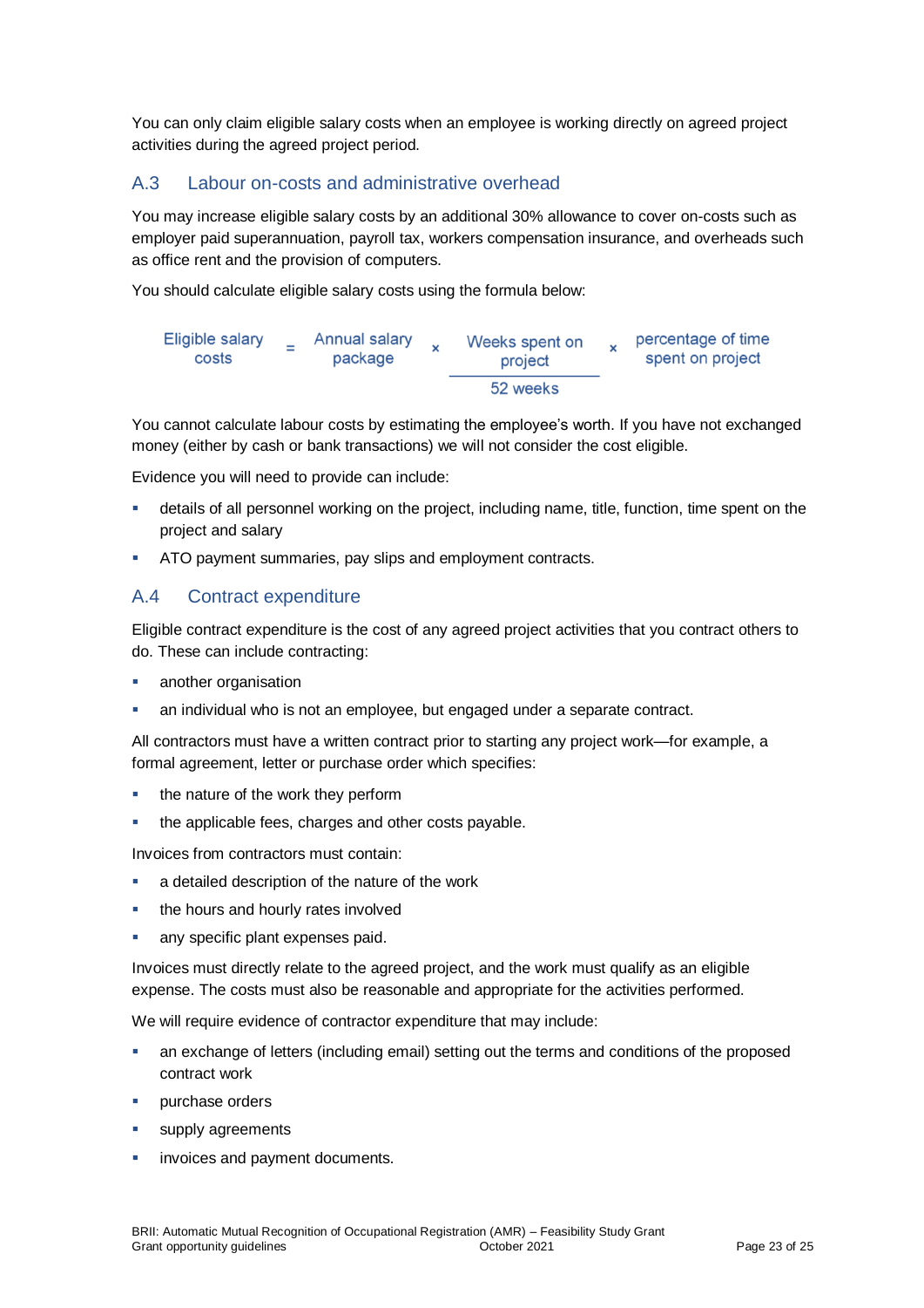You can only claim eligible salary costs when an employee is working directly on agreed project activities during the agreed project period.

## A.3 Labour on-costs and administrative overhead

You may increase eligible salary costs by an additional 30% allowance to cover on-costs such as employer paid superannuation, payroll tax, workers compensation insurance, and overheads such as office rent and the provision of computers.

You should calculate eligible salary costs using the formula below:

$$\text{Eligible salary costs} = \text{Annual salary package} \times \frac{\text{Weeks spent on project}}{\text{52 weeks}} \times \text{percentage of time spent on project}$$

You cannot calculate labour costs by estimating the employee's worth. If you have not exchanged money (either by cash or bank transactions) we will not consider the cost eligible.

Evidence you will need to provide can include:

- details of all personnel working on the project, including name, title, function, time spent on the project and salary
- ATO payment summaries, pay slips and employment contracts.

## A.4 Contract expenditure

Eligible contract expenditure is the cost of any agreed project activities that you contract others to do. These can include contracting:

- another organisation
- an individual who is not an employee, but engaged under a separate contract.

All contractors must have a written contract prior to starting any project work—for example, a formal agreement, letter or purchase order which specifies:

- the nature of the work they perform
- the applicable fees, charges and other costs payable.

Invoices from contractors must contain:

- a detailed description of the nature of the work
- the hours and hourly rates involved
- any specific plant expenses paid.

Invoices must directly relate to the agreed project, and the work must qualify as an eligible expense. The costs must also be reasonable and appropriate for the activities performed.

We will require evidence of contractor expenditure that may include:

- an exchange of letters (including email) setting out the terms and conditions of the proposed contract work
- purchase orders
- supply agreements
- invoices and payment documents.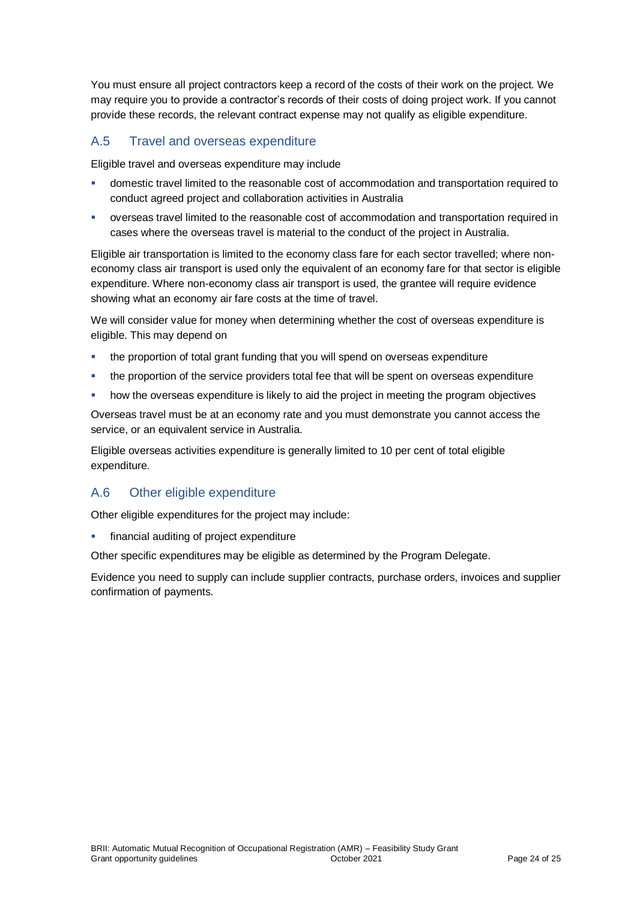You must ensure all project contractors keep a record of the costs of their work on the project. We may require you to provide a contractor's records of their costs of doing project work. If you cannot provide these records, the relevant contract expense may not qualify as eligible expenditure.

## A.5 Travel and overseas expenditure

Eligible travel and overseas expenditure may include

- domestic travel limited to the reasonable cost of accommodation and transportation required to conduct agreed project and collaboration activities in Australia
- overseas travel limited to the reasonable cost of accommodation and transportation required in cases where the overseas travel is material to the conduct of the project in Australia.

Eligible air transportation is limited to the economy class fare for each sector travelled; where non-economy class air transport is used only the equivalent of an economy fare for that sector is eligible expenditure. Where non-economy class air transport is used, the grantee will require evidence showing what an economy air fare costs at the time of travel.

We will consider value for money when determining whether the cost of overseas expenditure is eligible. This may depend on

- the proportion of total grant funding that you will spend on overseas expenditure
- the proportion of the service providers total fee that will be spent on overseas expenditure
- how the overseas expenditure is likely to aid the project in meeting the program objectives

Overseas travel must be at an economy rate and you must demonstrate you cannot access the service, or an equivalent service in Australia.

Eligible overseas activities expenditure is generally limited to 10 per cent of total eligible expenditure.

## A.6 Other eligible expenditure

Other eligible expenditures for the project may include:

- financial auditing of project expenditure

Other specific expenditures may be eligible as determined by the Program Delegate.

Evidence you need to supply can include supplier contracts, purchase orders, invoices and supplier confirmation of payments.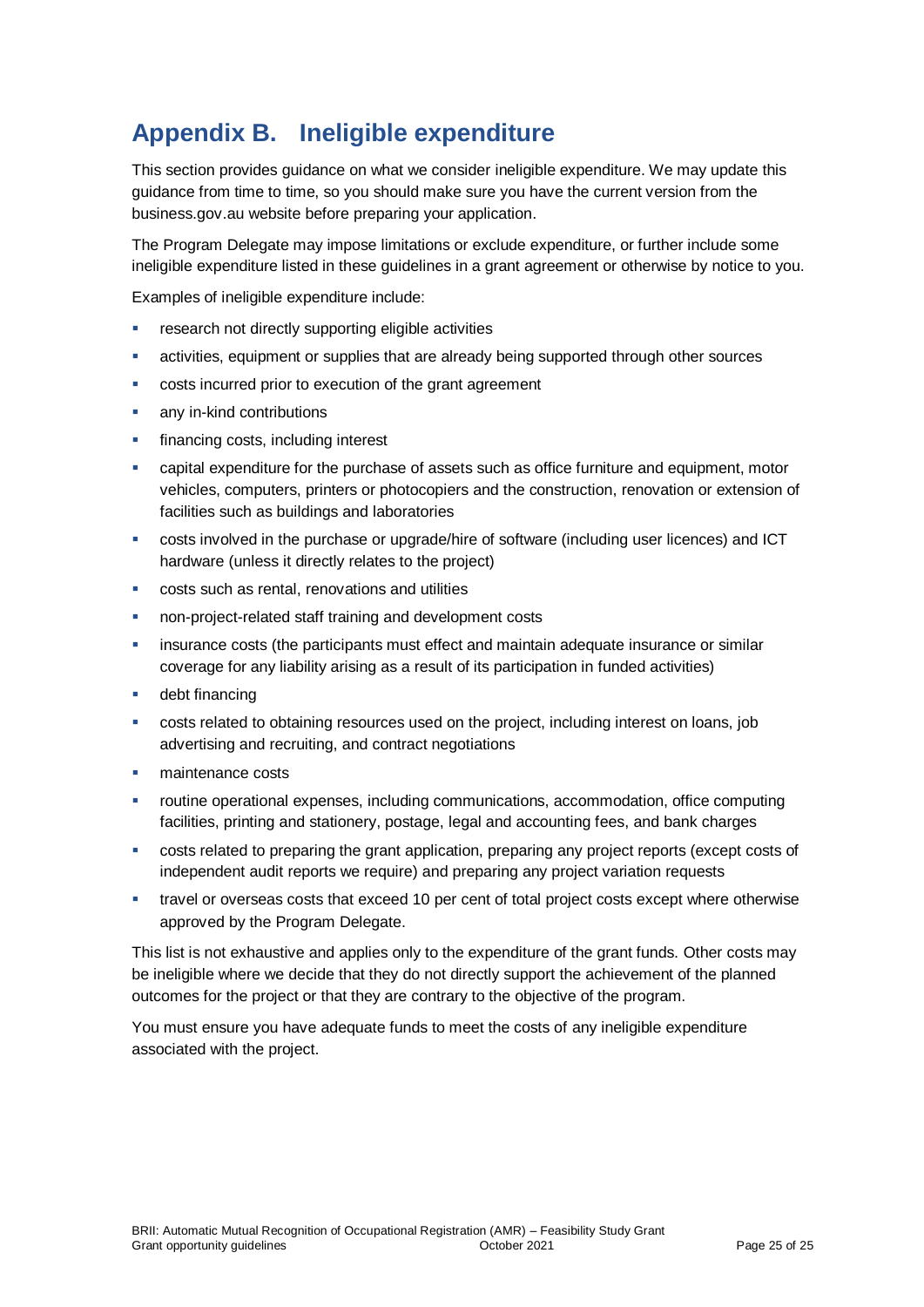# Appendix B. Ineligible expenditure

This section provides guidance on what we consider ineligible expenditure. We may update this guidance from time to time, so you should make sure you have the current version from the business.gov.au website before preparing your application.

The Program Delegate may impose limitations or exclude expenditure, or further include some ineligible expenditure listed in these guidelines in a grant agreement or otherwise by notice to you.

Examples of ineligible expenditure include:

- research not directly supporting eligible activities
- activities, equipment or supplies that are already being supported through other sources
- costs incurred prior to execution of the grant agreement
- any in-kind contributions
- financing costs, including interest
- capital expenditure for the purchase of assets such as office furniture and equipment, motor vehicles, computers, printers or photocopiers and the construction, renovation or extension of facilities such as buildings and laboratories
- costs involved in the purchase or upgrade/hire of software (including user licences) and ICT hardware (unless it directly relates to the project)
- costs such as rental, renovations and utilities
- non-project-related staff training and development costs
- insurance costs (the participants must effect and maintain adequate insurance or similar coverage for any liability arising as a result of its participation in funded activities)
- debt financing
- costs related to obtaining resources used on the project, including interest on loans, job advertising and recruiting, and contract negotiations
- maintenance costs
- routine operational expenses, including communications, accommodation, office computing facilities, printing and stationery, postage, legal and accounting fees, and bank charges
- costs related to preparing the grant application, preparing any project reports (except costs of independent audit reports we require) and preparing any project variation requests
- travel or overseas costs that exceed 10 per cent of total project costs except where otherwise approved by the Program Delegate.

This list is not exhaustive and applies only to the expenditure of the grant funds. Other costs may be ineligible where we decide that they do not directly support the achievement of the planned outcomes for the project or that they are contrary to the objective of the program.

You must ensure you have adequate funds to meet the costs of any ineligible expenditure associated with the project.